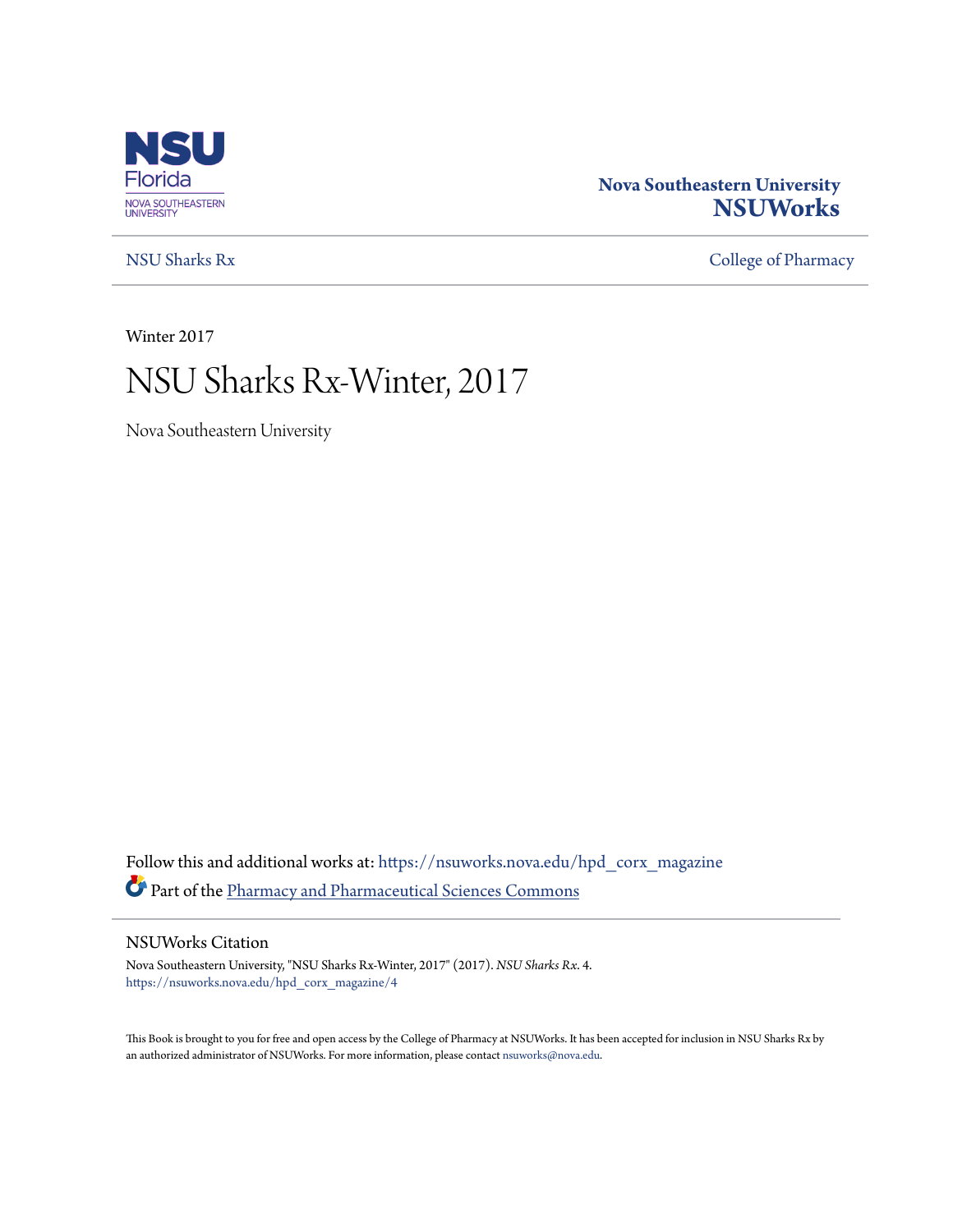Nova Southeastern University
**NSUWorks**

NSU Sharks Rx | College of Pharmacy

Winter 2017

# NSU Sharks Rx-Winter, 2017

Nova Southeastern University

Follow this and additional works at: https://nsuworks.nova.edu/hpd_corx_magazine

Part of the Pharmacy and Pharmaceutical Sciences Commons

## NSUWorks Citation

Nova Southeastern University, "NSU Sharks Rx-Winter, 2017" (2017). *NSU Sharks Rx*. 4.
https://nsuworks.nova.edu/hpd_corx_magazine/4

This Book is brought to you for free and open access by the College of Pharmacy at NSUWorks. It has been accepted for inclusion in NSU Sharks Rx by an authorized administrator of NSUWorks. For more information, please contact nsuworks@nova.edu.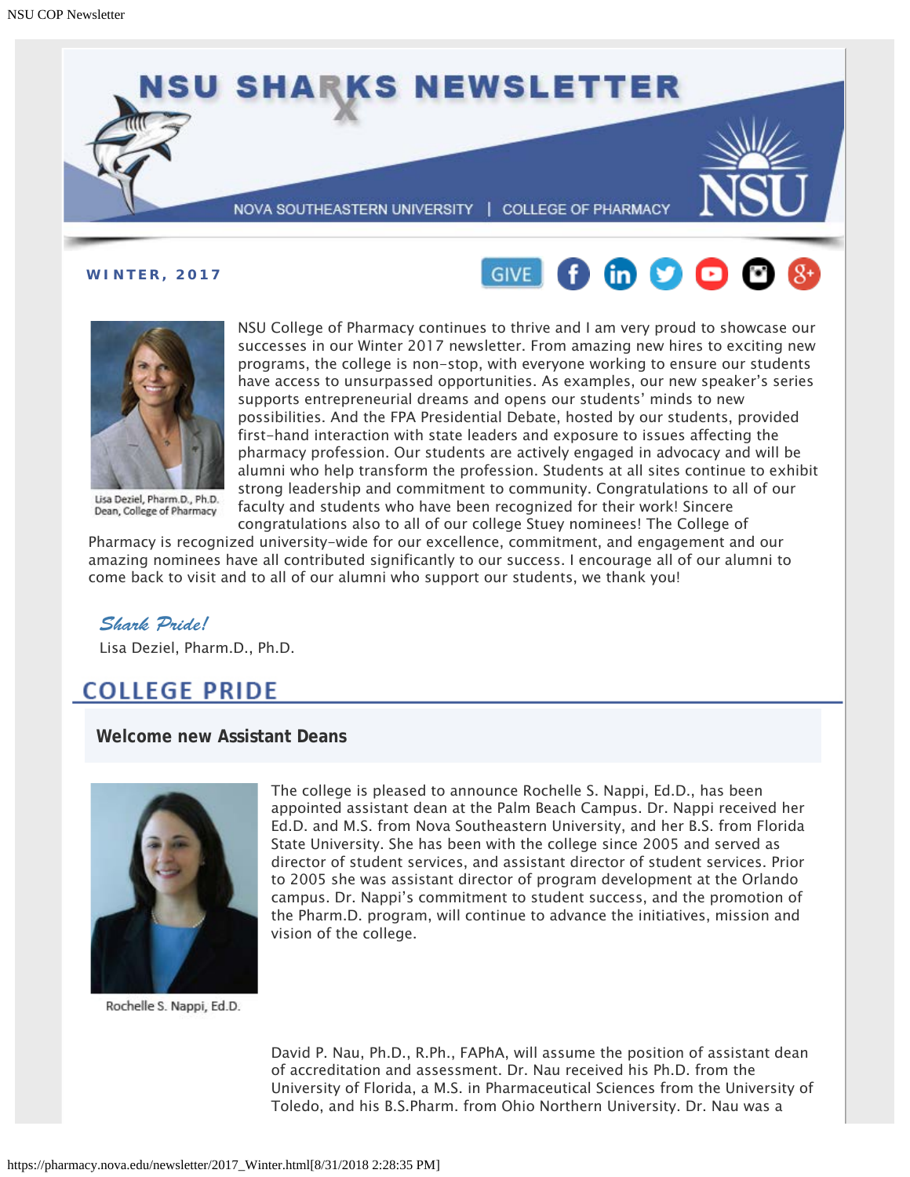# NSU SHARKS NEWSLETTER

NOVA SOUTHEASTERN UNIVERSITY | COLLEGE OF PHARMACY

**WINTER, 2017**

GIVE

NSU College of Pharmacy continues to thrive and I am very proud to showcase our successes in our Winter 2017 newsletter. From amazing new hires to exciting new programs, the college is non-stop, with everyone working to ensure our students have access to unsurpassed opportunities. As examples, our new speaker's series supports entrepreneurial dreams and opens our students' minds to new possibilities. And the FPA Presidential Debate, hosted by our students, provided first-hand interaction with state leaders and exposure to issues affecting the pharmacy profession. Our students are actively engaged in advocacy and will be alumni who help transform the profession. Students at all sites continue to exhibit strong leadership and commitment to community. Congratulations to all of our faculty and students who have been recognized for their work! Sincere congratulations also to all of our college Stuey nominees! The College of Pharmacy is recognized university-wide for our excellence, commitment, and engagement and our amazing nominees have all contributed significantly to our success. I encourage all of our alumni to come back to visit and to all of our alumni who support our students, we thank you!

Lisa Deziel, Pharm.D., Ph.D.
Dean, College of Pharmacy

*Shark Pride!*

Lisa Deziel, Pharm.D., Ph.D.

## COLLEGE PRIDE

### Welcome new Assistant Deans

The college is pleased to announce Rochelle S. Nappi, Ed.D., has been appointed assistant dean at the Palm Beach Campus. Dr. Nappi received her Ed.D. and M.S. from Nova Southeastern University, and her B.S. from Florida State University. She has been with the college since 2005 and served as director of student services, and assistant director of student services. Prior to 2005 she was assistant director of program development at the Orlando campus. Dr. Nappi's commitment to student success, and the promotion of the Pharm.D. program, will continue to advance the initiatives, mission and vision of the college.

Rochelle S. Nappi, Ed.D.

David P. Nau, Ph.D., R.Ph., FAPhA, will assume the position of assistant dean of accreditation and assessment. Dr. Nau received his Ph.D. from the University of Florida, a M.S. in Pharmaceutical Sciences from the University of Toledo, and his B.S.Pharm. from Ohio Northern University. Dr. Nau was a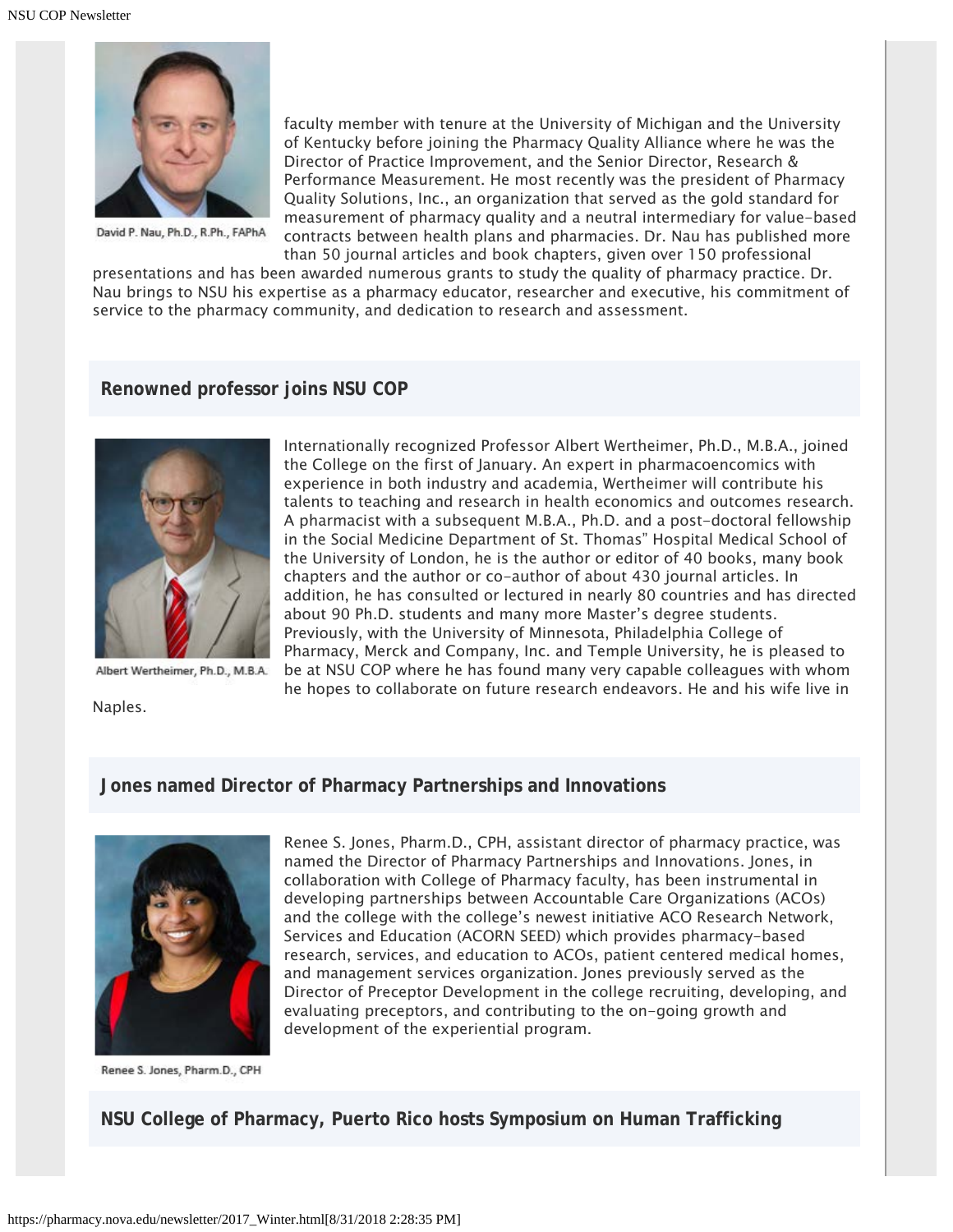David P. Nau, Ph.D., R.Ph., FAPhA

faculty member with tenure at the University of Michigan and the University of Kentucky before joining the Pharmacy Quality Alliance where he was the Director of Practice Improvement, and the Senior Director, Research & Performance Measurement. He most recently was the president of Pharmacy Quality Solutions, Inc., an organization that served as the gold standard for measurement of pharmacy quality and a neutral intermediary for value-based contracts between health plans and pharmacies. Dr. Nau has published more than 50 journal articles and book chapters, given over 150 professional presentations and has been awarded numerous grants to study the quality of pharmacy practice. Dr. Nau brings to NSU his expertise as a pharmacy educator, researcher and executive, his commitment of service to the pharmacy community, and dedication to research and assessment.

## Renowned professor joins NSU COP

Albert Wertheimer, Ph.D., M.B.A.

Internationally recognized Professor Albert Wertheimer, Ph.D., M.B.A., joined the College on the first of January. An expert in pharmacoencomics with experience in both industry and academia, Wertheimer will contribute his talents to teaching and research in health economics and outcomes research. A pharmacist with a subsequent M.B.A., Ph.D. and a post-doctoral fellowship in the Social Medicine Department of St. Thomas" Hospital Medical School of the University of London, he is the author or editor of 40 books, many book chapters and the author or co-author of about 430 journal articles. In addition, he has consulted or lectured in nearly 80 countries and has directed about 90 Ph.D. students and many more Master's degree students. Previously, with the University of Minnesota, Philadelphia College of Pharmacy, Merck and Company, Inc. and Temple University, he is pleased to be at NSU COP where he has found many very capable colleagues with whom he hopes to collaborate on future research endeavors. He and his wife live in Naples.

## Jones named Director of Pharmacy Partnerships and Innovations

Renee S. Jones, Pharm.D., CPH

Renee S. Jones, Pharm.D., CPH, assistant director of pharmacy practice, was named the Director of Pharmacy Partnerships and Innovations. Jones, in collaboration with College of Pharmacy faculty, has been instrumental in developing partnerships between Accountable Care Organizations (ACOs) and the college with the college's newest initiative ACO Research Network, Services and Education (ACORN SEED) which provides pharmacy-based research, services, and education to ACOs, patient centered medical homes, and management services organization. Jones previously served as the Director of Preceptor Development in the college recruiting, developing, and evaluating preceptors, and contributing to the on-going growth and development of the experiential program.

## NSU College of Pharmacy, Puerto Rico hosts Symposium on Human Trafficking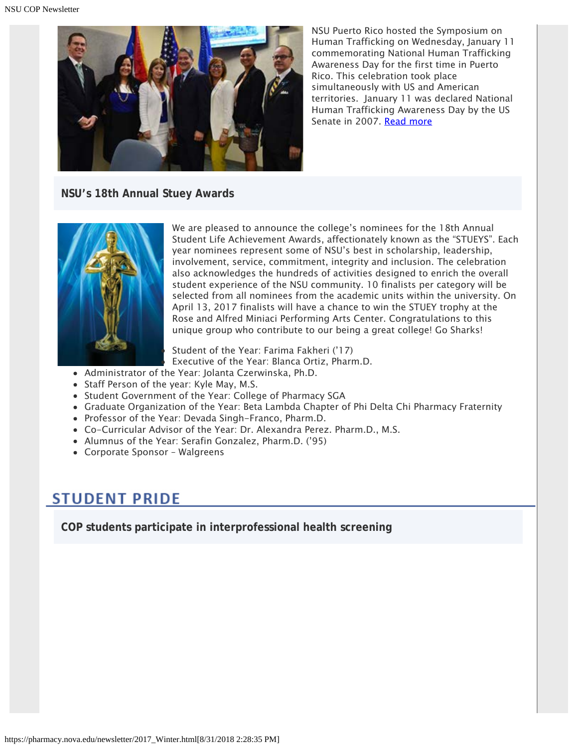NSU Puerto Rico hosted the Symposium on Human Trafficking on Wednesday, January 11 commemorating National Human Trafficking Awareness Day for the first time in Puerto Rico. This celebration took place simultaneously with US and American territories. January 11 was declared National Human Trafficking Awareness Day by the US Senate in 2007. [Read more](#)

### NSU's 18th Annual Stuey Awards

We are pleased to announce the college's nominees for the 18th Annual Student Life Achievement Awards, affectionately known as the "STUEYS". Each year nominees represent some of NSU's best in scholarship, leadership, involvement, service, commitment, integrity and inclusion. The celebration also acknowledges the hundreds of activities designed to enrich the overall student experience of the NSU community. 10 finalists per category will be selected from all nominees from the academic units within the university. On April 13, 2017 finalists will have a chance to win the STUEY trophy at the Rose and Alfred Miniaci Performing Arts Center. Congratulations to this unique group who contribute to our being a great college! Go Sharks!

- Student of the Year: Farima Fakheri ('17)
- Executive of the Year: Blanca Ortiz, Pharm.D.
- Administrator of the Year: Jolanta Czerwinska, Ph.D.
- Staff Person of the year: Kyle May, M.S.
- Student Government of the Year: College of Pharmacy SGA
- Graduate Organization of the Year: Beta Lambda Chapter of Phi Delta Chi Pharmacy Fraternity
- Professor of the Year: Devada Singh-Franco, Pharm.D.
- Co-Curricular Advisor of the Year: Dr. Alexandra Perez. Pharm.D., M.S.
- Alumnus of the Year: Serafin Gonzalez, Pharm.D. ('95)
- Corporate Sponsor – Walgreens

## STUDENT PRIDE

### COP students participate in interprofessional health screening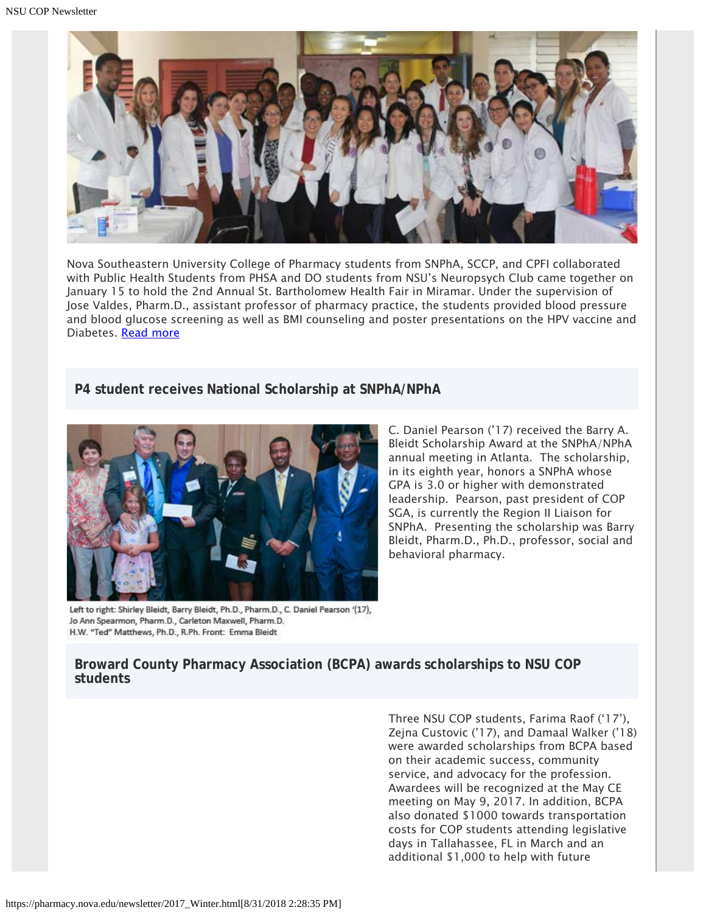Nova Southeastern University College of Pharmacy students from SNPhA, SCCP, and CPFI collaborated with Public Health Students from PHSA and DO students from NSU's Neuropsych Club came together on January 15 to hold the 2nd Annual St. Bartholomew Health Fair in Miramar. Under the supervision of Jose Valdes, Pharm.D., assistant professor of pharmacy practice, the students provided blood pressure and blood glucose screening as well as BMI counseling and poster presentations on the HPV vaccine and Diabetes. Read more

## P4 student receives National Scholarship at SNPhA/NPhA

Left to right: Shirley Bleidt, Barry Bleidt, Ph.D., Pharm.D., C. Daniel Pearson '(17), Jo Ann Spearmon, Pharm.D., Carleton Maxwell, Pharm.D. H.W. "Ted" Matthews, Ph.D., R.Ph. Front: Emma Bleidt

C. Daniel Pearson ('17) received the Barry A. Bleidt Scholarship Award at the SNPhA/NPhA annual meeting in Atlanta. The scholarship, in its eighth year, honors a SNPhA whose GPA is 3.0 or higher with demonstrated leadership. Pearson, past president of COP SGA, is currently the Region II Liaison for SNPhA. Presenting the scholarship was Barry Bleidt, Pharm.D., Ph.D., professor, social and behavioral pharmacy.

## Broward County Pharmacy Association (BCPA) awards scholarships to NSU COP students

Three NSU COP students, Farima Raof ('17), Zejna Custovic ('17), and Damaal Walker ('18) were awarded scholarships from BCPA based on their academic success, community service, and advocacy for the profession. Awardees will be recognized at the May CE meeting on May 9, 2017. In addition, BCPA also donated $1000 towards transportation costs for COP students attending legislative days in Tallahassee, FL in March and an additional $1,000 to help with future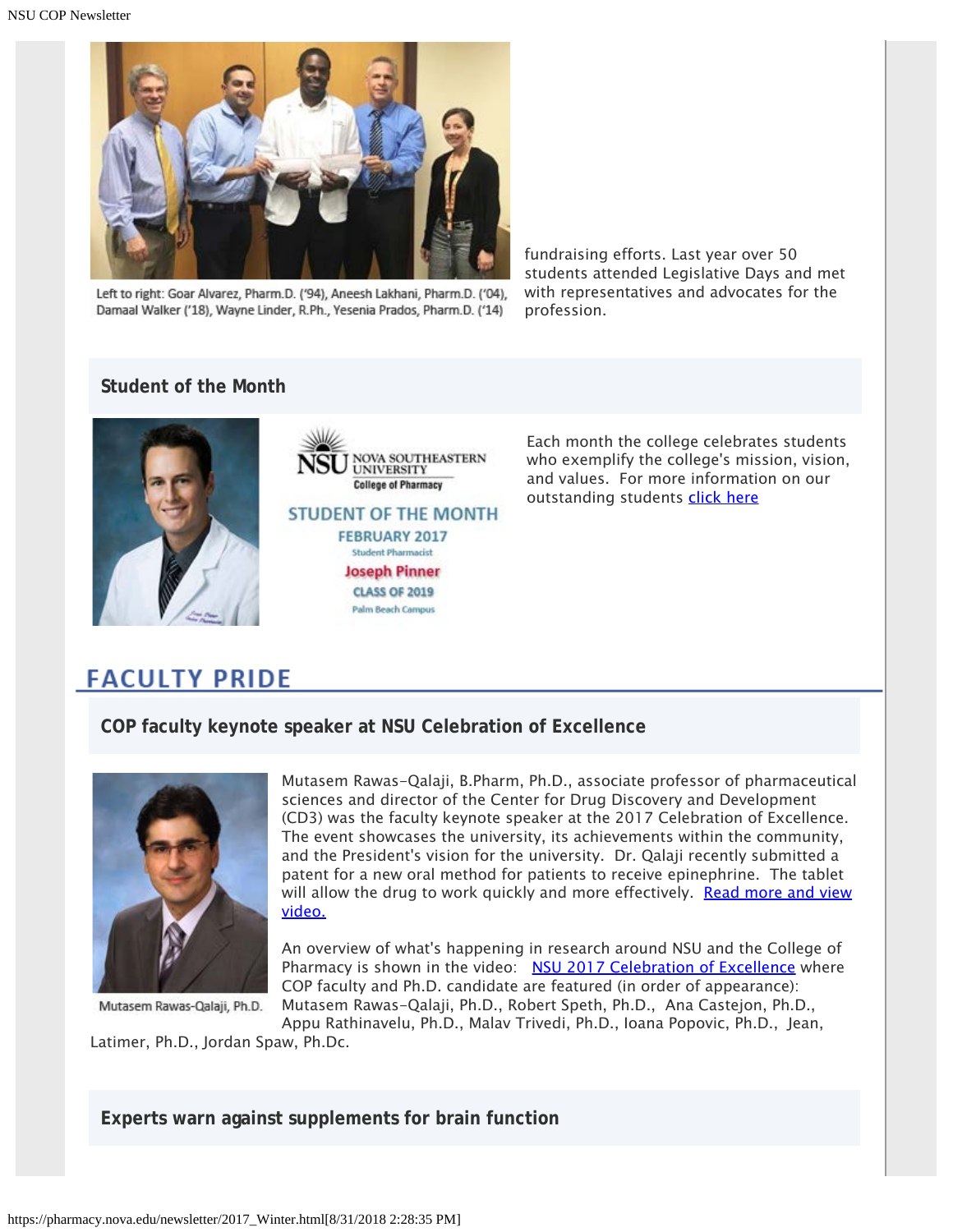Left to right: Goar Alvarez, Pharm.D. ('94), Aneesh Lakhani, Pharm.D. ('04), Damaal Walker ('18), Wayne Linder, R.Ph., Yesenia Prados, Pharm.D. ('14)

fundraising efforts. Last year over 50 students attended Legislative Days and met with representatives and advocates for the profession.

### Student of the Month

NSU NOVA SOUTHEASTERN UNIVERSITY College of Pharmacy

STUDENT OF THE MONTH
FEBRUARY 2017
Student Pharmacist
Joseph Pinner
CLASS OF 2019
Palm Beach Campus

Each month the college celebrates students who exemplify the college's mission, vision, and values. For more information on our outstanding students click here

## FACULTY PRIDE

### COP faculty keynote speaker at NSU Celebration of Excellence

Mutasem Rawas-Qalaji, B.Pharm, Ph.D., associate professor of pharmaceutical sciences and director of the Center for Drug Discovery and Development (CD3) was the faculty keynote speaker at the 2017 Celebration of Excellence. The event showcases the university, its achievements within the community, and the President's vision for the university. Dr. Qalaji recently submitted a patent for a new oral method for patients to receive epinephrine. The tablet will allow the drug to work quickly and more effectively. Read more and view video.

Mutasem Rawas-Qalaji, Ph.D.

An overview of what's happening in research around NSU and the College of Pharmacy is shown in the video: NSU 2017 Celebration of Excellence where COP faculty and Ph.D. candidate are featured (in order of appearance): Mutasem Rawas-Qalaji, Ph.D., Robert Speth, Ph.D., Ana Castejon, Ph.D., Appu Rathinavelu, Ph.D., Malav Trivedi, Ph.D., Ioana Popovic, Ph.D., Jean, Latimer, Ph.D., Jordan Spaw, Ph.Dc.

### Experts warn against supplements for brain function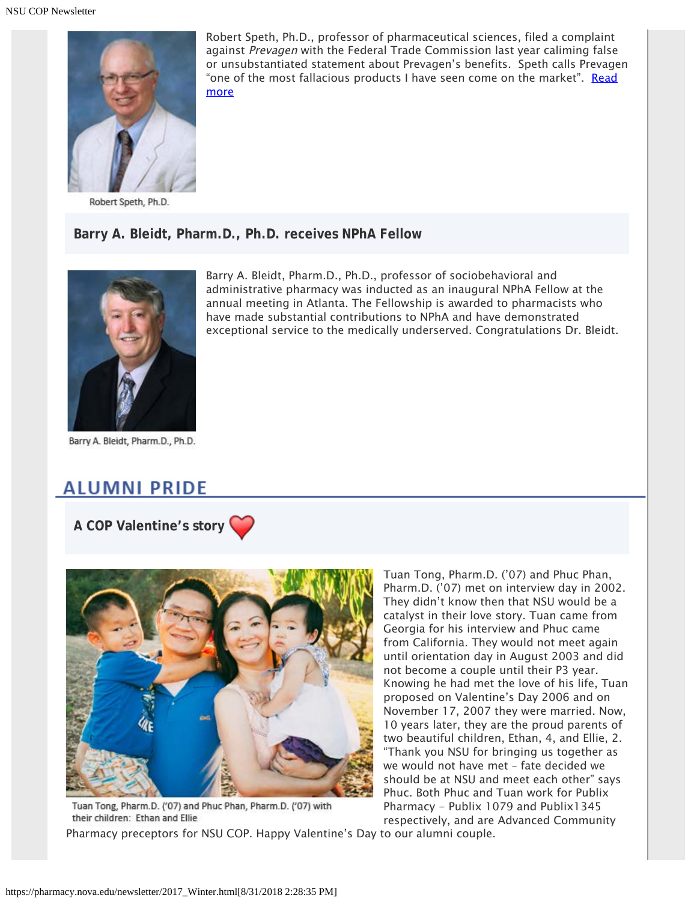Robert Speth, Ph.D., professor of pharmaceutical sciences, filed a complaint against *Prevagen* with the Federal Trade Commission last year caliming false or unsubstantiated statement about Prevagen's benefits. Speth calls Prevagen "one of the most fallacious products I have seen come on the market". Read more

Robert Speth, Ph.D.

### Barry A. Bleidt, Pharm.D., Ph.D. receives NPhA Fellow

Barry A. Bleidt, Pharm.D., Ph.D., professor of sociobehavioral and administrative pharmacy was inducted as an inaugural NPhA Fellow at the annual meeting in Atlanta. The Fellowship is awarded to pharmacists who have made substantial contributions to NPhA and have demonstrated exceptional service to the medically underserved. Congratulations Dr. Bleidt.

Barry A. Bleidt, Pharm.D., Ph.D.

## ALUMNI PRIDE

### A COP Valentine's story

Tuan Tong, Pharm.D. ('07) and Phuc Phan, Pharm.D. ('07) met on interview day in 2002. They didn't know then that NSU would be a catalyst in their love story. Tuan came from Georgia for his interview and Phuc came from California. They would not meet again until orientation day in August 2003 and did not become a couple until their P3 year. Knowing he had met the love of his life, Tuan proposed on Valentine's Day 2006 and on November 17, 2007 they were married. Now, 10 years later, they are the proud parents of two beautiful children, Ethan, 4, and Ellie, 2. "Thank you NSU for bringing us together as we would not have met – fate decided we should be at NSU and meet each other" says Phuc. Both Phuc and Tuan work for Publix Pharmacy – Publix 1079 and Publix1345 respectively, and are Advanced Community Pharmacy preceptors for NSU COP. Happy Valentine's Day to our alumni couple.

Tuan Tong, Pharm.D. ('07) and Phuc Phan, Pharm.D. ('07) with their children: Ethan and Ellie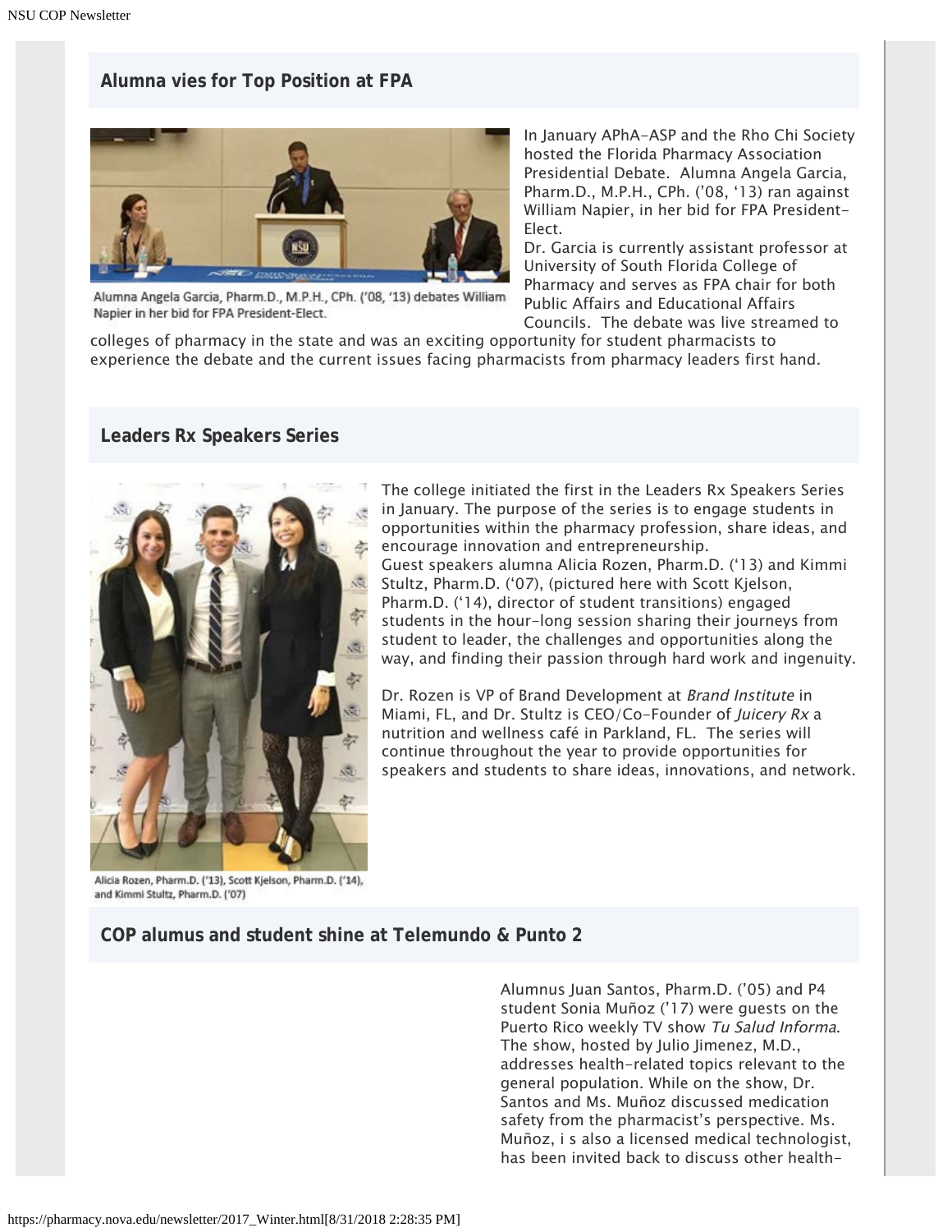## Alumna vies for Top Position at FPA

Alumna Angela Garcia, Pharm.D., M.P.H., CPh. ('08, '13) debates William Napier in her bid for FPA President-Elect.

In January APhA-ASP and the Rho Chi Society hosted the Florida Pharmacy Association Presidential Debate. Alumna Angela Garcia, Pharm.D., M.P.H., CPh. ('08, '13) ran against William Napier, in her bid for FPA President-Elect.

Dr. Garcia is currently assistant professor at University of South Florida College of Pharmacy and serves as FPA chair for both Public Affairs and Educational Affairs Councils. The debate was live streamed to colleges of pharmacy in the state and was an exciting opportunity for student pharmacists to experience the debate and the current issues facing pharmacists from pharmacy leaders first hand.

## Leaders Rx Speakers Series

Alicia Rozen, Pharm.D. ('13), Scott Kjelson, Pharm.D. ('14), and Kimmi Stultz, Pharm.D. ('07)

The college initiated the first in the Leaders Rx Speakers Series in January. The purpose of the series is to engage students in opportunities within the pharmacy profession, share ideas, and encourage innovation and entrepreneurship.

Guest speakers alumna Alicia Rozen, Pharm.D. ('13) and Kimmi Stultz, Pharm.D. ('07), (pictured here with Scott Kjelson, Pharm.D. ('14), director of student transitions) engaged students in the hour-long session sharing their journeys from student to leader, the challenges and opportunities along the way, and finding their passion through hard work and ingenuity.

Dr. Rozen is VP of Brand Development at *Brand Institute* in Miami, FL, and Dr. Stultz is CEO/Co-Founder of *Juicery Rx* a nutrition and wellness café in Parkland, FL. The series will continue throughout the year to provide opportunities for speakers and students to share ideas, innovations, and network.

## COP alumus and student shine at Telemundo & Punto 2

Alumnus Juan Santos, Pharm.D. ('05) and P4 student Sonia Muñoz ('17) were guests on the Puerto Rico weekly TV show *Tu Salud Informa*. The show, hosted by Julio Jimenez, M.D., addresses health-related topics relevant to the general population. While on the show, Dr. Santos and Ms. Muñoz discussed medication safety from the pharmacist's perspective. Ms. Muñoz, i s also a licensed medical technologist, has been invited back to discuss other health-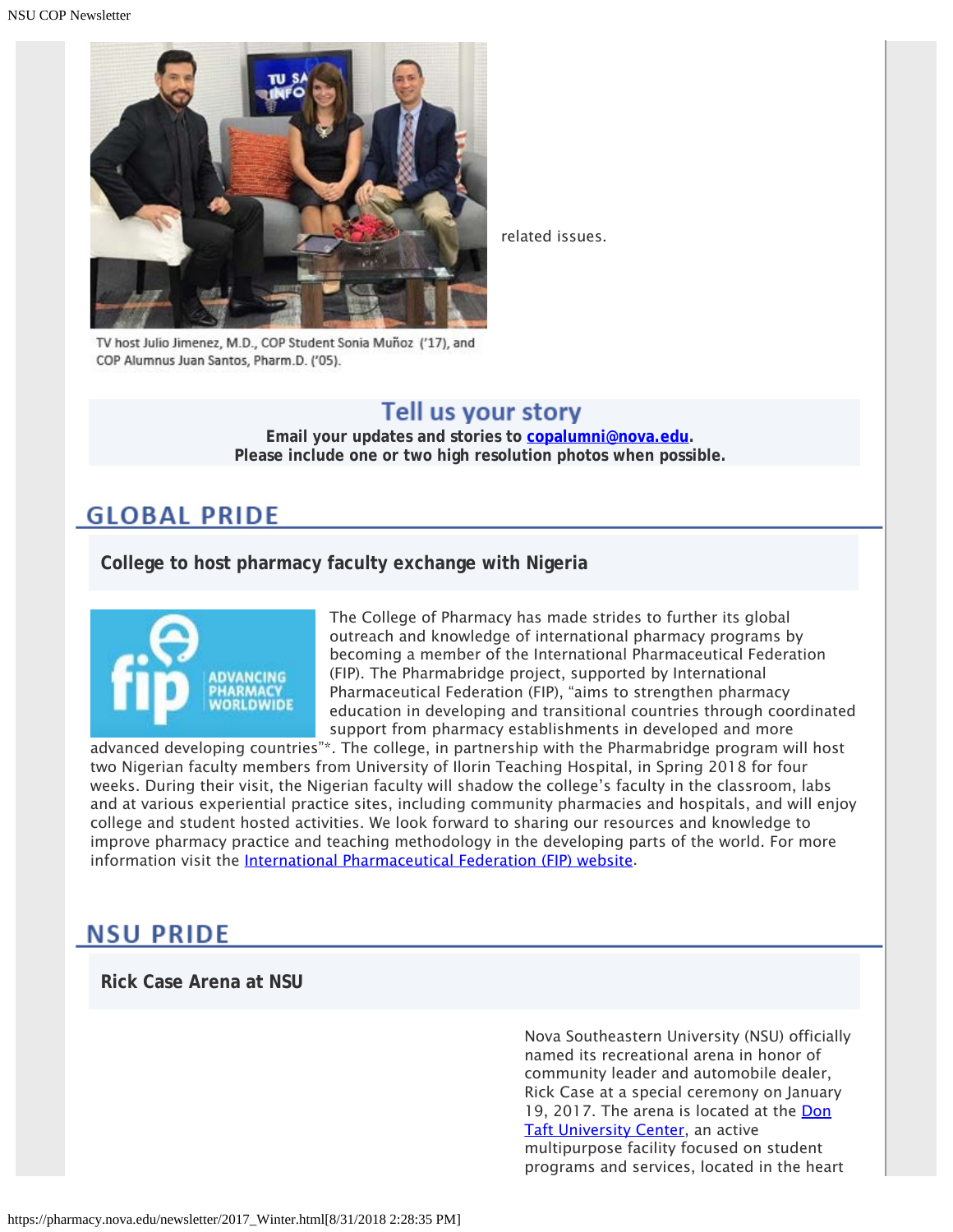related issues.

TV host Julio Jimenez, M.D., COP Student Sonia Muñoz ('17), and COP Alumnus Juan Santos, Pharm.D. ('05).

## Tell us your story

**Email your updates and stories to copalumni@nova.edu.**
**Please include one or two high resolution photos when possible.**

## GLOBAL PRIDE

### College to host pharmacy faculty exchange with Nigeria

The College of Pharmacy has made strides to further its global outreach and knowledge of international pharmacy programs by becoming a member of the International Pharmaceutical Federation (FIP). The Pharmabridge project, supported by International Pharmaceutical Federation (FIP), "aims to strengthen pharmacy education in developing and transitional countries through coordinated support from pharmacy establishments in developed and more advanced developing countries"*. The college, in partnership with the Pharmabridge program will host two Nigerian faculty members from University of Ilorin Teaching Hospital, in Spring 2018 for four weeks. During their visit, the Nigerian faculty will shadow the college's faculty in the classroom, labs and at various experiential practice sites, including community pharmacies and hospitals, and will enjoy college and student hosted activities. We look forward to sharing our resources and knowledge to improve pharmacy practice and teaching methodology in the developing parts of the world. For more information visit the International Pharmaceutical Federation (FIP) website.

## NSU PRIDE

### Rick Case Arena at NSU

Nova Southeastern University (NSU) officially named its recreational arena in honor of community leader and automobile dealer, Rick Case at a special ceremony on January 19, 2017. The arena is located at the Don Taft University Center, an active multipurpose facility focused on student programs and services, located in the heart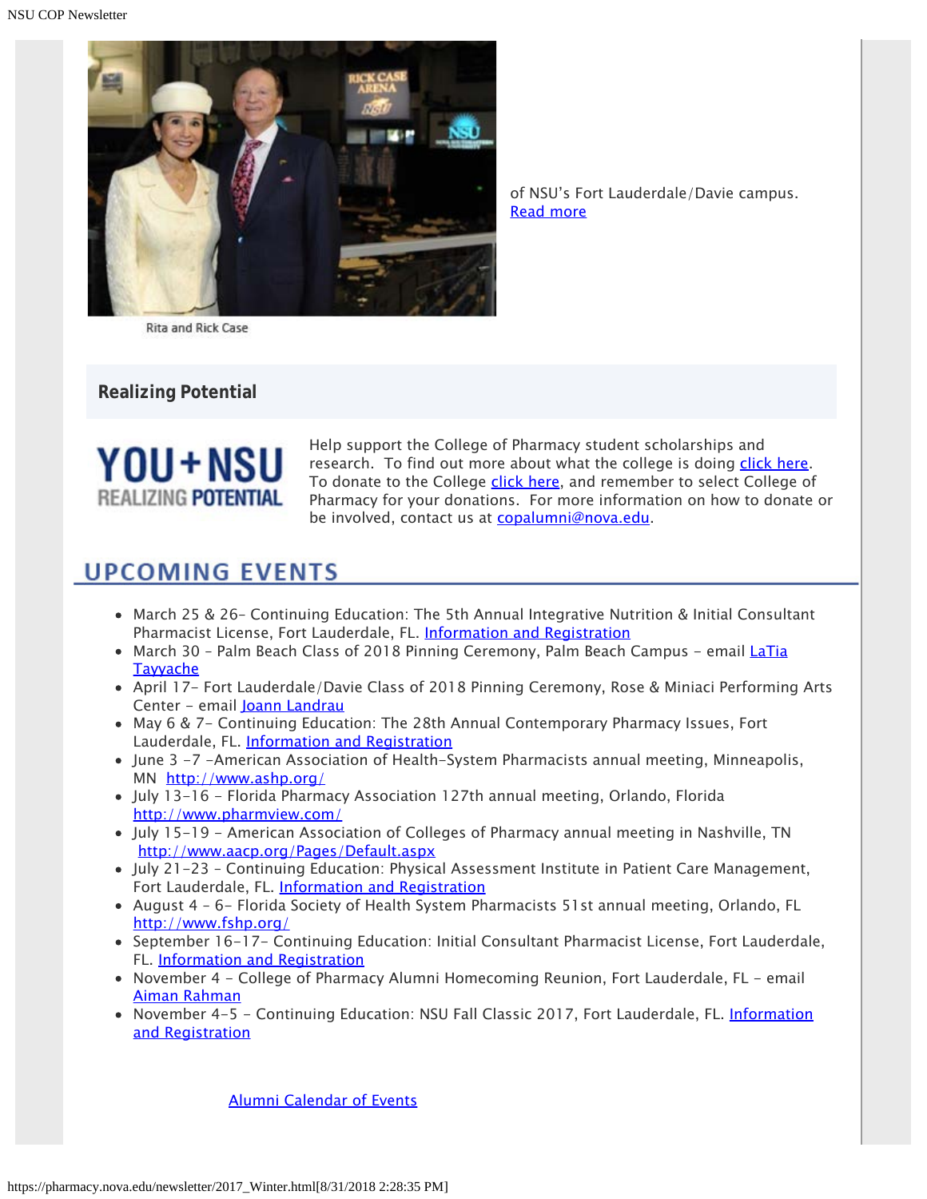Rita and Rick Case

of NSU's Fort Lauderdale/Davie campus. Read more

## Realizing Potential

YOU+NSU REALIZING POTENTIAL

Help support the College of Pharmacy student scholarships and research. To find out more about what the college is doing click here. To donate to the College click here, and remember to select College of Pharmacy for your donations. For more information on how to donate or be involved, contact us at copalumni@nova.edu.

## UPCOMING EVENTS

- March 25 & 26– Continuing Education: The 5th Annual Integrative Nutrition & Initial Consultant Pharmacist License, Fort Lauderdale, FL. Information and Registration
- March 30 – Palm Beach Class of 2018 Pinning Ceremony, Palm Beach Campus – email LaTia Tayyache
- April 17– Fort Lauderdale/Davie Class of 2018 Pinning Ceremony, Rose & Miniaci Performing Arts Center – email Joann Landrau
- May 6 & 7– Continuing Education: The 28th Annual Contemporary Pharmacy Issues, Fort Lauderdale, FL. Information and Registration
- June 3 –7 –American Association of Health-System Pharmacists annual meeting, Minneapolis, MN http://www.ashp.org/
- July 13-16 – Florida Pharmacy Association 127th annual meeting, Orlando, Florida http://www.pharmview.com/
- July 15-19 – American Association of Colleges of Pharmacy annual meeting in Nashville, TN http://www.aacp.org/Pages/Default.aspx
- July 21-23 – Continuing Education: Physical Assessment Institute in Patient Care Management, Fort Lauderdale, FL. Information and Registration
- August 4 – 6– Florida Society of Health System Pharmacists 51st annual meeting, Orlando, FL http://www.fshp.org/
- September 16-17– Continuing Education: Initial Consultant Pharmacist License, Fort Lauderdale, FL. Information and Registration
- November 4 – College of Pharmacy Alumni Homecoming Reunion, Fort Lauderdale, FL – email Aiman Rahman
- November 4-5 – Continuing Education: NSU Fall Classic 2017, Fort Lauderdale, FL. Information and Registration

Alumni Calendar of Events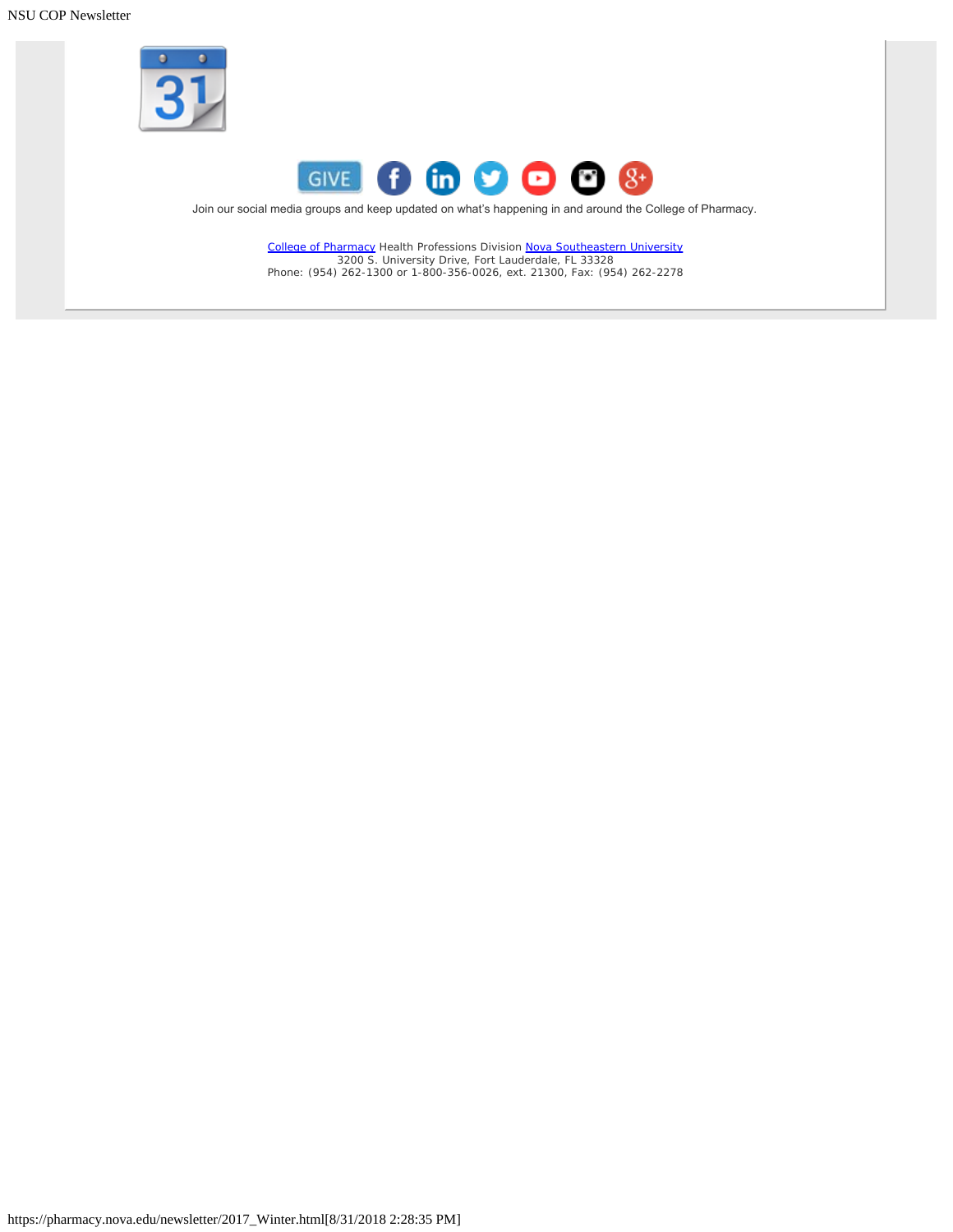Join our social media groups and keep updated on what's happening in and around the College of Pharmacy.

College of Pharmacy Health Professions Division Nova Southeastern University
3200 S. University Drive, Fort Lauderdale, FL 33328
Phone: (954) 262-1300 or 1-800-356-0026, ext. 21300, Fax: (954) 262-2278